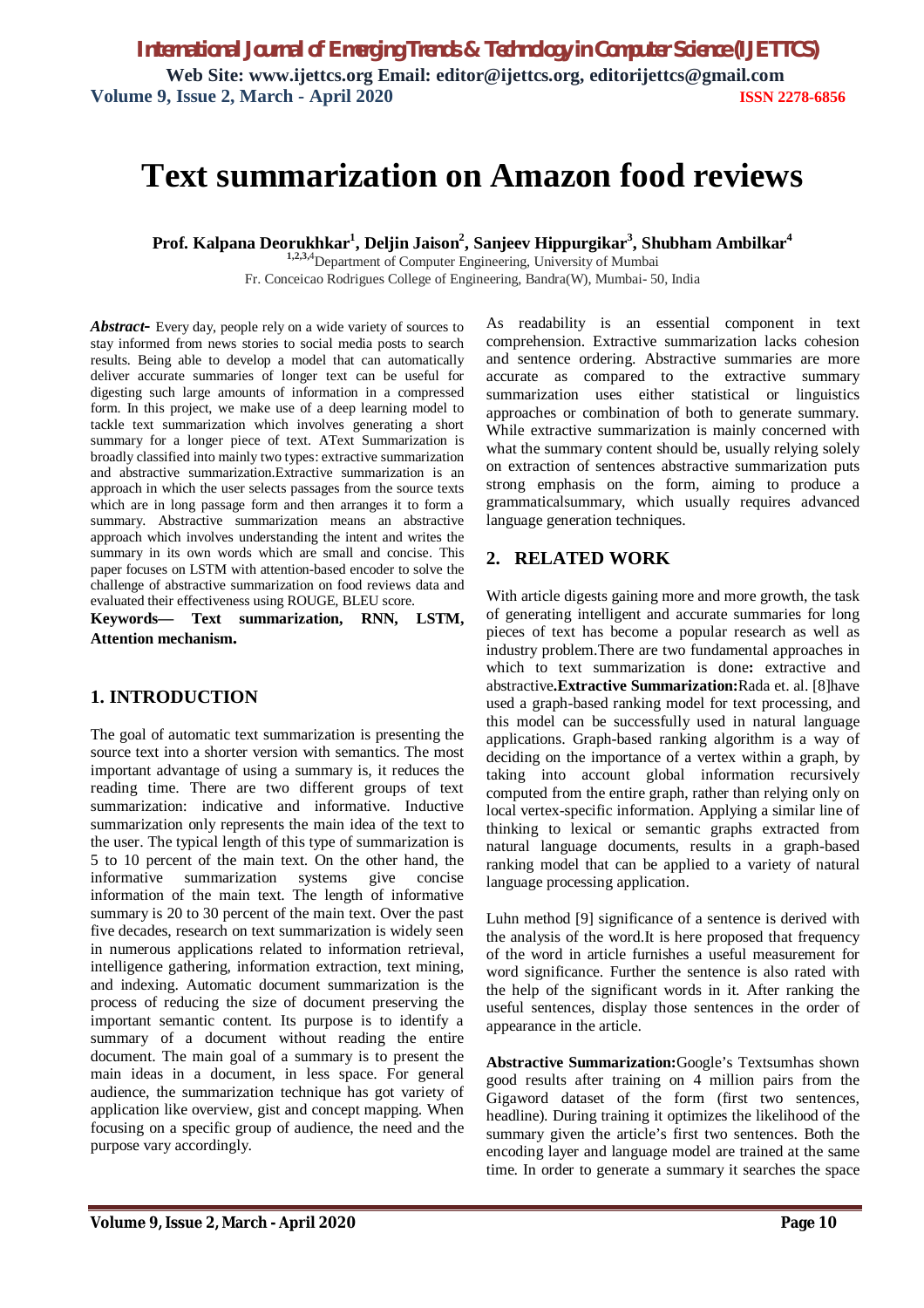# Text summarization on Amazon food reviews

**Prof. Kalpana Deorukhkar[1], Deljin Jaison[2], Sanjeev Hippurgikar[3], Shubham Ambilkar[4]**

[1,2,3,4]Department of Computer Engineering, University of Mumbai
Fr. Conceicao Rodrigues College of Engineering, Bandra(W), Mumbai- 50, India

***Abstract-*** Every day, people rely on a wide variety of sources to stay informed from news stories to social media posts to search results. Being able to develop a model that can automatically deliver accurate summaries of longer text can be useful for digesting such large amounts of information in a compressed form. In this project, we make use of a deep learning model to tackle text summarization which involves generating a short summary for a longer piece of text. AText Summarization is broadly classified into mainly two types: extractive summarization and abstractive summarization.Extractive summarization is an approach in which the user selects passages from the source texts which are in long passage form and then arranges it to form a summary. Abstractive summarization means an abstractive approach which involves understanding the intent and writes the summary in its own words which are small and concise. This paper focuses on LSTM with attention-based encoder to solve the challenge of abstractive summarization on food reviews data and evaluated their effectiveness using ROUGE, BLEU score.

**Keywords— Text summarization, RNN, LSTM, Attention mechanism.**

## 1. INTRODUCTION

The goal of automatic text summarization is presenting the source text into a shorter version with semantics. The most important advantage of using a summary is, it reduces the reading time. There are two different groups of text summarization: indicative and informative. Inductive summarization only represents the main idea of the text to the user. The typical length of this type of summarization is 5 to 10 percent of the main text. On the other hand, the informative summarization systems give concise information of the main text. The length of informative summary is 20 to 30 percent of the main text. Over the past five decades, research on text summarization is widely seen in numerous applications related to information retrieval, intelligence gathering, information extraction, text mining, and indexing. Automatic document summarization is the process of reducing the size of document preserving the important semantic content. Its purpose is to identify a summary of a document without reading the entire document. The main goal of a summary is to present the main ideas in a document, in less space. For general audience, the summarization technique has got variety of application like overview, gist and concept mapping. When focusing on a specific group of audience, the need and the purpose vary accordingly.

As readability is an essential component in text comprehension. Extractive summarization lacks cohesion and sentence ordering. Abstractive summaries are more accurate as compared to the extractive summary summarization uses either statistical or linguistics approaches or combination of both to generate summary. While extractive summarization is mainly concerned with what the summary content should be, usually relying solely on extraction of sentences abstractive summarization puts strong emphasis on the form, aiming to produce a grammaticalsummary, which usually requires advanced language generation techniques.

## 2. RELATED WORK

With article digests gaining more and more growth, the task of generating intelligent and accurate summaries for long pieces of text has become a popular research as well as industry problem.There are two fundamental approaches in which to text summarization is done**:** extractive and abstractive**.Extractive Summarization:**Rada et. al. [8]have used a graph-based ranking model for text processing, and this model can be successfully used in natural language applications. Graph-based ranking algorithm is a way of deciding on the importance of a vertex within a graph, by taking into account global information recursively computed from the entire graph, rather than relying only on local vertex-specific information. Applying a similar line of thinking to lexical or semantic graphs extracted from natural language documents, results in a graph-based ranking model that can be applied to a variety of natural language processing application.

Luhn method [9] significance of a sentence is derived with the analysis of the word.It is here proposed that frequency of the word in article furnishes a useful measurement for word significance. Further the sentence is also rated with the help of the significant words in it. After ranking the useful sentences, display those sentences in the order of appearance in the article.

**Abstractive Summarization:**Google's Textsumhas shown good results after training on 4 million pairs from the Gigaword dataset of the form (first two sentences, headline). During training it optimizes the likelihood of the summary given the article's first two sentences. Both the encoding layer and language model are trained at the same time. In order to generate a summary it searches the space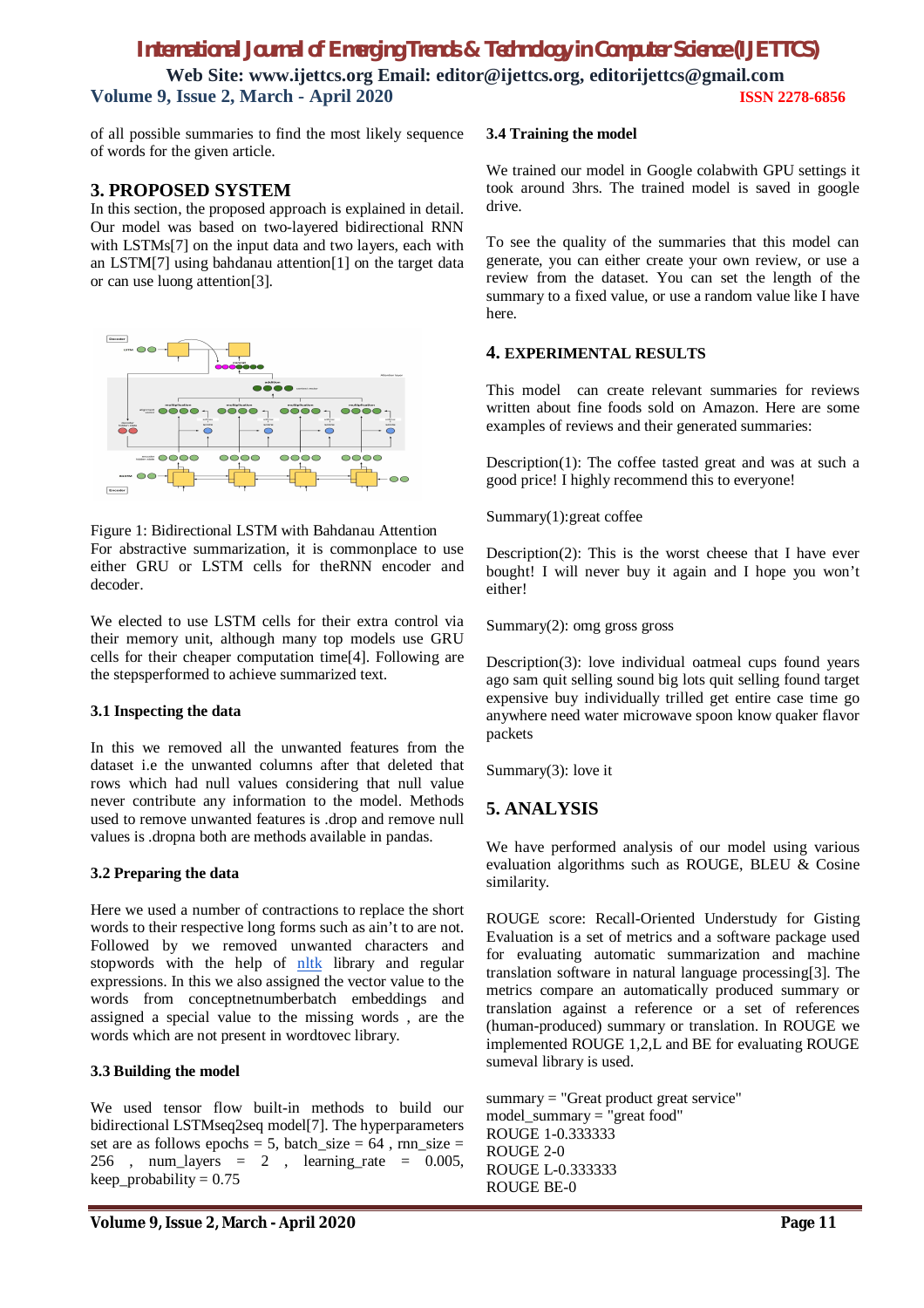of all possible summaries to find the most likely sequence of words for the given article.

## 3. PROPOSED SYSTEM

In this section, the proposed approach is explained in detail. Our model was based on two-layered bidirectional RNN with LSTMs[7] on the input data and two layers, each with an LSTM[7] using bahdanau attention[1] on the target data or can use luong attention[3].

Figure 1: Bidirectional LSTM with Bahdanau Attention

For abstractive summarization, it is commonplace to use either GRU or LSTM cells for theRNN encoder and decoder.

We elected to use LSTM cells for their extra control via their memory unit, although many top models use GRU cells for their cheaper computation time[4]. Following are the stepsperformed to achieve summarized text.

### 3.1 Inspecting the data

In this we removed all the unwanted features from the dataset i.e the unwanted columns after that deleted that rows which had null values considering that null value never contribute any information to the model. Methods used to remove unwanted features is .drop and remove null values is .dropna both are methods available in pandas.

### 3.2 Preparing the data

Here we used a number of contractions to replace the short words to their respective long forms such as ain't to are not. Followed by we removed unwanted characters and stopwords with the help of nltk library and regular expressions. In this we also assigned the vector value to the words from conceptnetnumberbatch embeddings and assigned a special value to the missing words , are the words which are not present in wordtovec library.

### 3.3 Building the model

We used tensor flow built-in methods to build our bidirectional LSTMseq2seq model[7]. The hyperparameters set are as follows epochs = 5, batch_size = 64 , rnn_size = 256 , num_layers = 2 , learning_rate = 0.005, keep_probability = 0.75

### 3.4 Training the model

We trained our model in Google colabwith GPU settings it took around 3hrs. The trained model is saved in google drive.

To see the quality of the summaries that this model can generate, you can either create your own review, or use a review from the dataset. You can set the length of the summary to a fixed value, or use a random value like I have here.

## 4. EXPERIMENTAL RESULTS

This model can create relevant summaries for reviews written about fine foods sold on Amazon. Here are some examples of reviews and their generated summaries:

Description(1): The coffee tasted great and was at such a good price! I highly recommend this to everyone!

Summary(1):great coffee

Description(2): This is the worst cheese that I have ever bought! I will never buy it again and I hope you won't either!

Summary(2): omg gross gross

Description(3): love individual oatmeal cups found years ago sam quit selling sound big lots quit selling found target expensive buy individually trilled get entire case time go anywhere need water microwave spoon know quaker flavor packets

Summary(3): love it

## 5. ANALYSIS

We have performed analysis of our model using various evaluation algorithms such as ROUGE, BLEU & Cosine similarity.

ROUGE score: Recall-Oriented Understudy for Gisting Evaluation is a set of metrics and a software package used for evaluating automatic summarization and machine translation software in natural language processing[3]. The metrics compare an automatically produced summary or translation against a reference or a set of references (human-produced) summary or translation. In ROUGE we implemented ROUGE 1,2,L and BE for evaluating ROUGE sumeval library is used.

summary = "Great product great service"
model_summary = "great food"
ROUGE 1-0.333333
ROUGE 2-0
ROUGE L-0.333333
ROUGE BE-0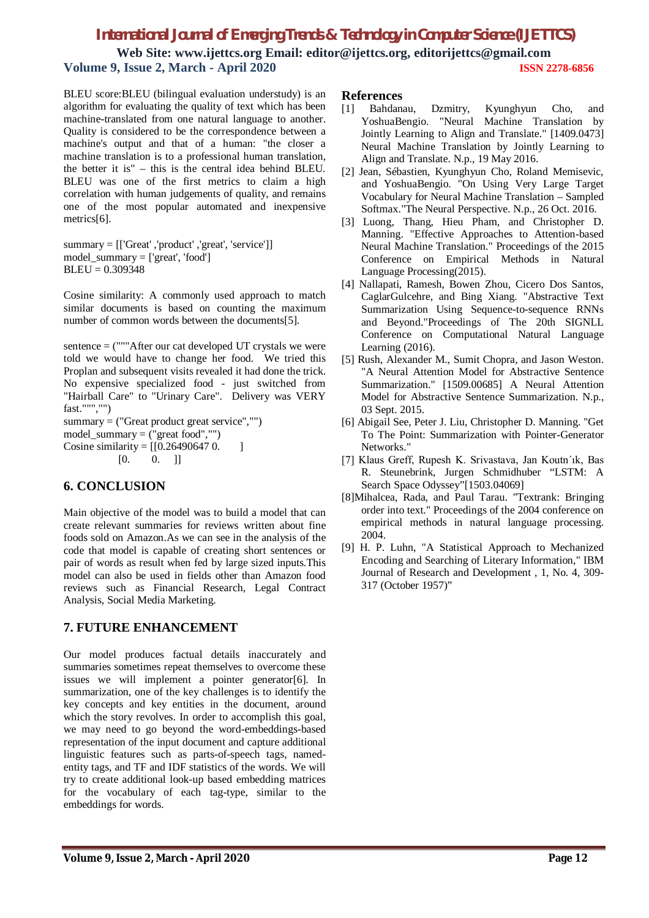BLEU score:BLEU (bilingual evaluation understudy) is an algorithm for evaluating the quality of text which has been machine-translated from one natural language to another. Quality is considered to be the correspondence between a machine's output and that of a human: "the closer a machine translation is to a professional human translation, the better it is" – this is the central idea behind BLEU. BLEU was one of the first metrics to claim a high correlation with human judgements of quality, and remains one of the most popular automated and inexpensive metrics[6].

```
summary = [['Great' ,'product' ,'great', 'service']]
model_summary = ['great', 'food']
BLEU = 0.309348
```

Cosine similarity: A commonly used approach to match similar documents is based on counting the maximum number of common words between the documents[5].

```
sentence = ("""After our cat developed UT crystals we were told we would have to change her food.  We tried this Proplan and subsequent visits revealed it had done the trick. No expensive specialized food - just switched from "Hairball Care" to "Urinary Care".  Delivery was VERY fast.""","")
summary = ("Great product great service","")
model_summary = ("great food","")
Cosine similarity = [[0.26490647 0.        ]
                     [0.         0.        ]]
```

## 6. CONCLUSION

Main objective of the model was to build a model that can create relevant summaries for reviews written about fine foods sold on Amazon.As we can see in the analysis of the code that model is capable of creating short sentences or pair of words as result when fed by large sized inputs.This model can also be used in fields other than Amazon food reviews such as Financial Research, Legal Contract Analysis, Social Media Marketing.

## 7. FUTURE ENHANCEMENT

Our model produces factual details inaccurately and summaries sometimes repeat themselves to overcome these issues we will implement a pointer generator[6]. In summarization, one of the key challenges is to identify the key concepts and key entities in the document, around which the story revolves. In order to accomplish this goal, we may need to go beyond the word-embeddings-based representation of the input document and capture additional linguistic features such as parts-of-speech tags, named-entity tags, and TF and IDF statistics of the words. We will try to create additional look-up based embedding matrices for the vocabulary of each tag-type, similar to the embeddings for words.

## References

[1] Bahdanau, Dzmitry, Kyunghyun Cho, and YoshuaBengio. "Neural Machine Translation by Jointly Learning to Align and Translate." [1409.0473] Neural Machine Translation by Jointly Learning to Align and Translate. N.p., 19 May 2016.

[2] Jean, Sébastien, Kyunghyun Cho, Roland Memisevic, and YoshuaBengio. "On Using Very Large Target Vocabulary for Neural Machine Translation – Sampled Softmax."The Neural Perspective. N.p., 26 Oct. 2016.

[3] Luong, Thang, Hieu Pham, and Christopher D. Manning. "Effective Approaches to Attention-based Neural Machine Translation." Proceedings of the 2015 Conference on Empirical Methods in Natural Language Processing(2015).

[4] Nallapati, Ramesh, Bowen Zhou, Cicero Dos Santos, CaglarGulcehre, and Bing Xiang. "Abstractive Text Summarization Using Sequence-to-sequence RNNs and Beyond."Proceedings of The 20th SIGNLL Conference on Computational Natural Language Learning (2016).

[5] Rush, Alexander M., Sumit Chopra, and Jason Weston. "A Neural Attention Model for Abstractive Sentence Summarization." [1509.00685] A Neural Attention Model for Abstractive Sentence Summarization. N.p., 03 Sept. 2015.

[6] Abigail See, Peter J. Liu, Christopher D. Manning. "Get To The Point: Summarization with Pointer-Generator Networks."

[7] Klaus Greff, Rupesh K. Srivastava, Jan Koutn´ık, Bas R. Steunebrink, Jurgen Schmidhuber "LSTM: A Search Space Odyssey"[1503.04069]

[8]Mihalcea, Rada, and Paul Tarau. "Textrank: Bringing order into text." Proceedings of the 2004 conference on empirical methods in natural language processing. 2004.

[9] H. P. Luhn, "A Statistical Approach to Mechanized Encoding and Searching of Literary Information," IBM Journal of Research and Development , 1, No. 4, 309-317 (October 1957)"